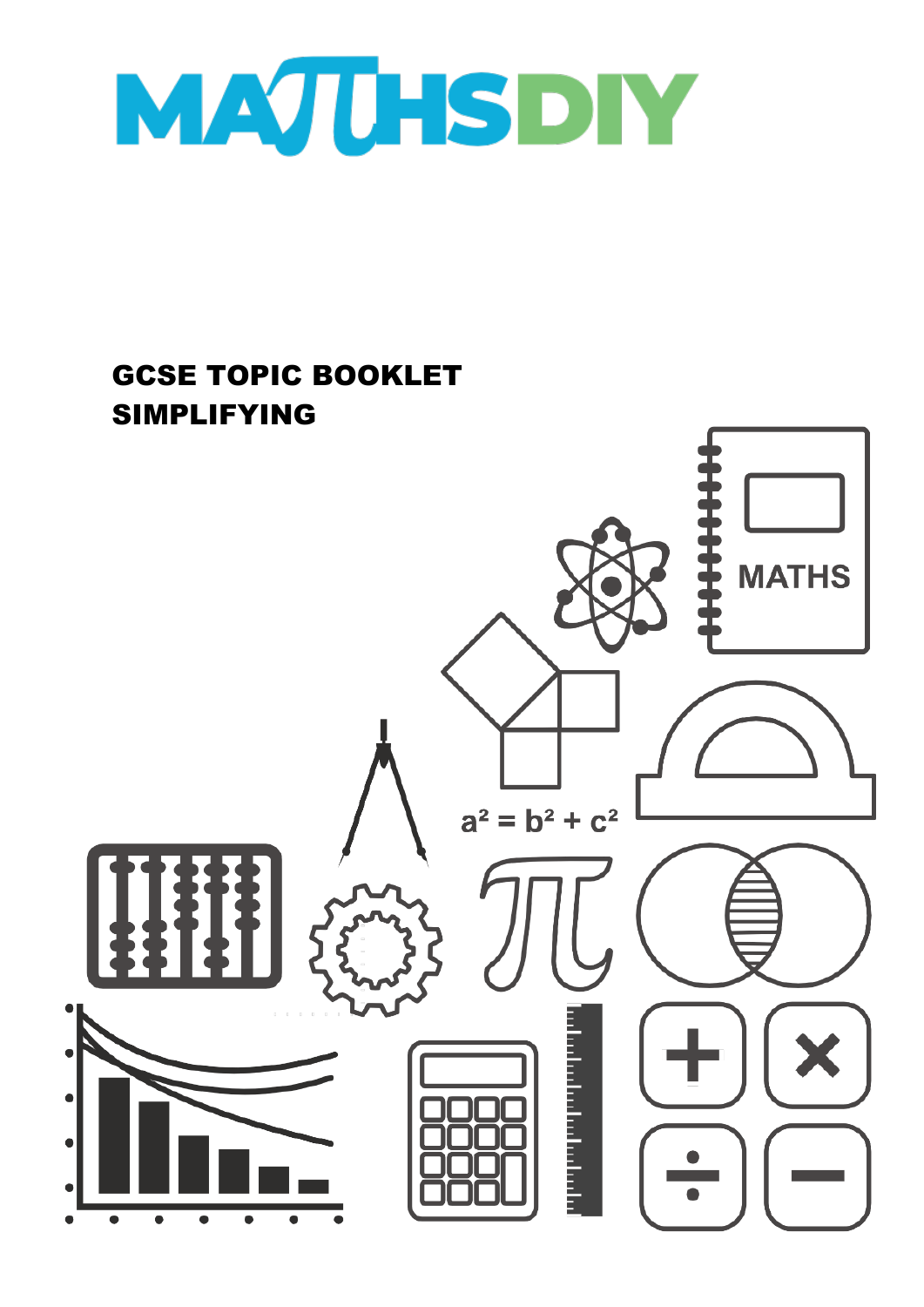# MATHSDIY

## GCSE TOPIC BOOKLET
## SIMPLIFYING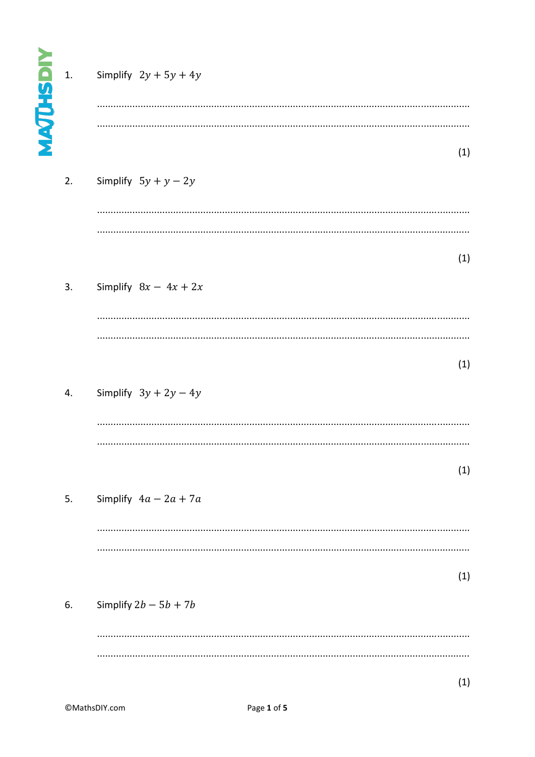1. Simplify $2y + 5y + 4y$

.......................................................................................................................................

.......................................................................................................................................

(1)

2. Simplify $5y + y - 2y$

.......................................................................................................................................

.......................................................................................................................................

(1)

3. Simplify $8x - 4x + 2x$

.......................................................................................................................................

.......................................................................................................................................

(1)

4. Simplify $3y + 2y - 4y$

.......................................................................................................................................

.......................................................................................................................................

(1)

5. Simplify $4a - 2a + 7a$

.......................................................................................................................................

.......................................................................................................................................

(1)

6. Simplify $2b - 5b + 7b$

.......................................................................................................................................

.......................................................................................................................................

(1)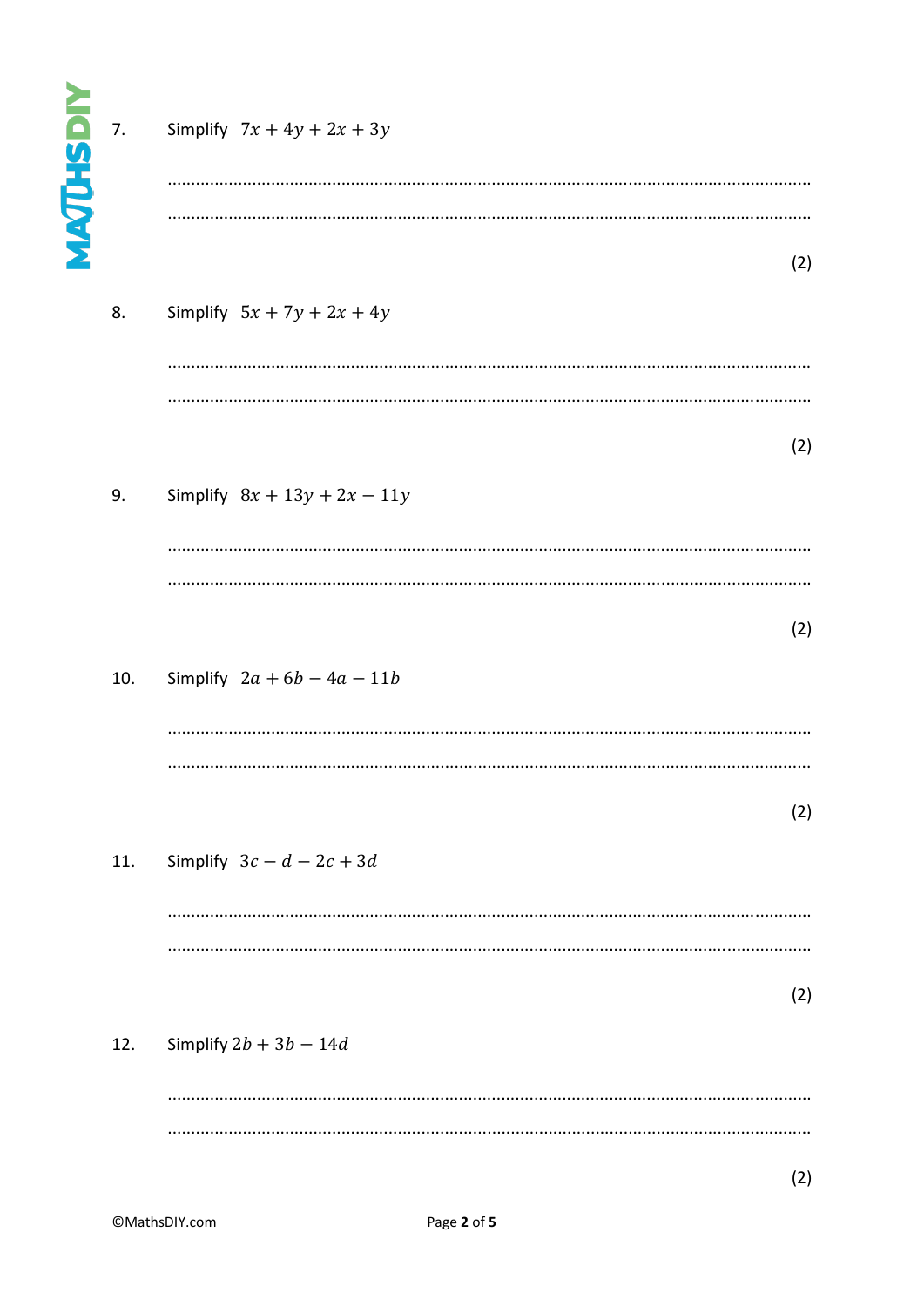7. Simplify $7x + 4y + 2x + 3y$

.......................................................................................................................................

.......................................................................................................................................

(2)

8. Simplify $5x + 7y + 2x + 4y$

.......................................................................................................................................

.......................................................................................................................................

(2)

9. Simplify $8x + 13y + 2x - 11y$

.......................................................................................................................................

.......................................................................................................................................

(2)

10. Simplify $2a + 6b - 4a - 11b$

.......................................................................................................................................

.......................................................................................................................................

(2)

11. Simplify $3c - d - 2c + 3d$

.......................................................................................................................................

.......................................................................................................................................

(2)

12. Simplify $2b + 3b - 14d$

.......................................................................................................................................

.......................................................................................................................................

(2)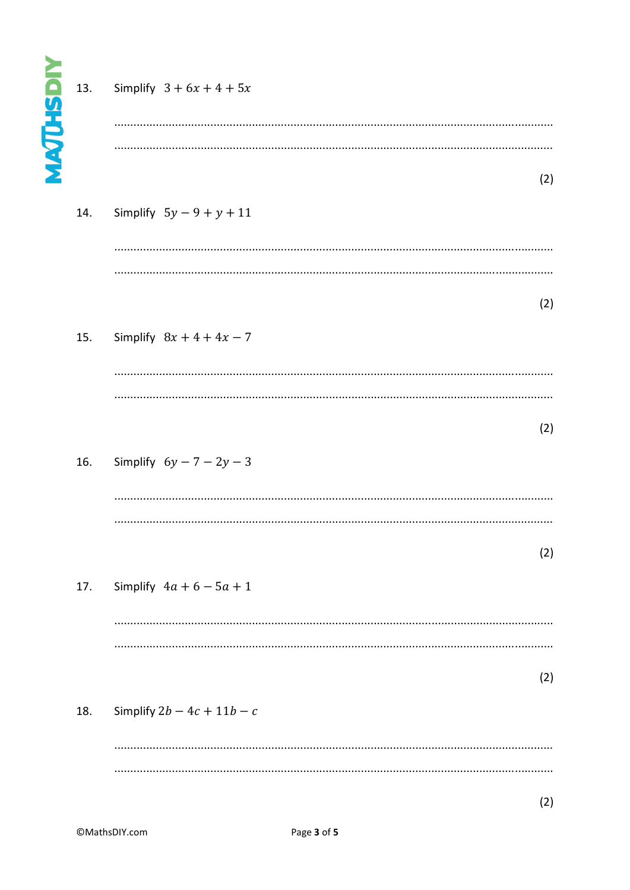13. Simplify $3 + 6x + 4 + 5x$

.......................................................................................................................................

.......................................................................................................................................

(2)

14. Simplify $5y - 9 + y + 11$

.......................................................................................................................................

.......................................................................................................................................

(2)

15. Simplify $8x + 4 + 4x - 7$

.......................................................................................................................................

.......................................................................................................................................

(2)

16. Simplify $6y - 7 - 2y - 3$

.......................................................................................................................................

.......................................................................................................................................

(2)

17. Simplify $4a + 6 - 5a + 1$

.......................................................................................................................................

.......................................................................................................................................

(2)

18. Simplify $2b - 4c + 11b - c$

.......................................................................................................................................

.......................................................................................................................................

(2)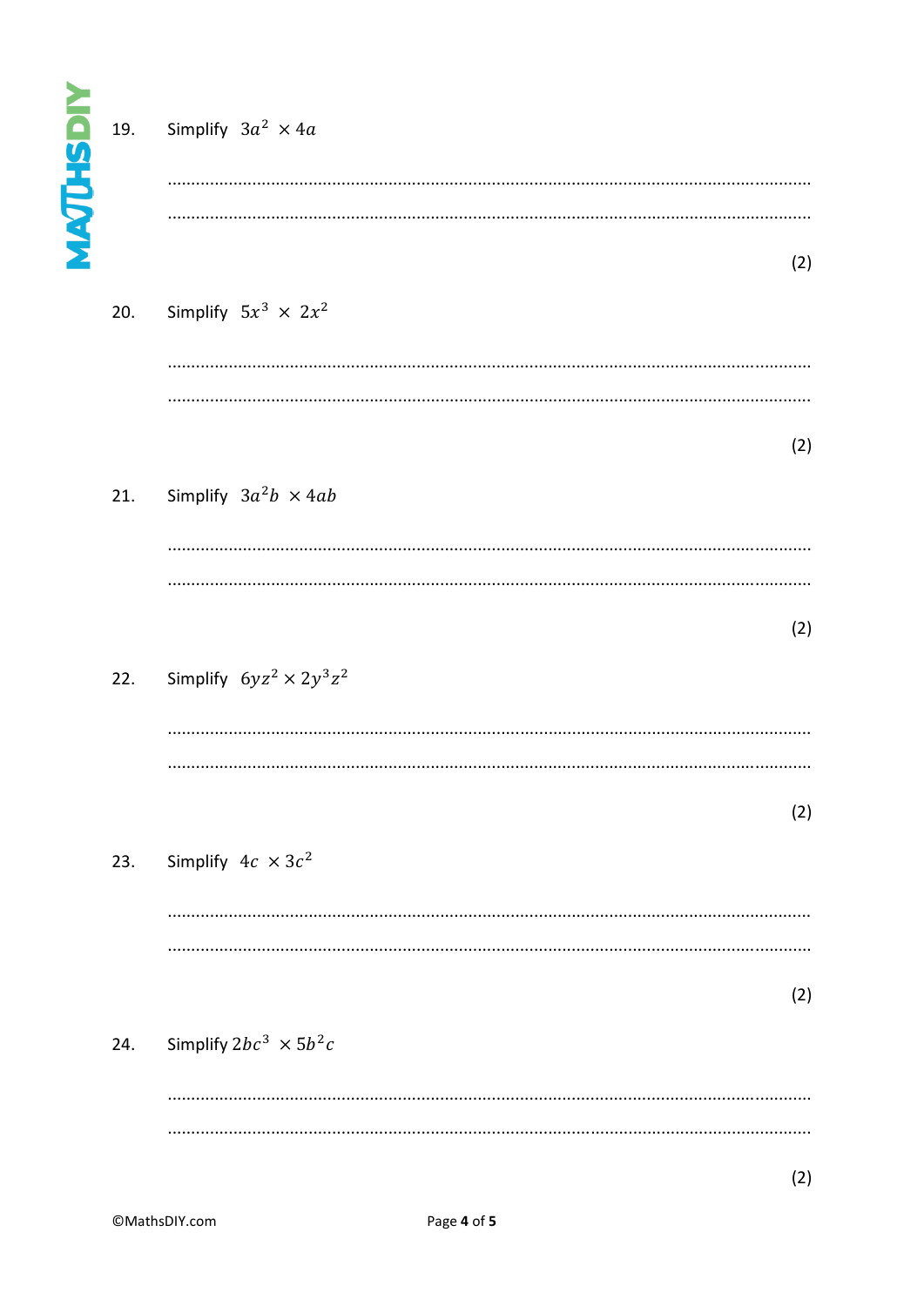19. Simplify $3a^2 \times 4a$

..............................................................................................................................................

..............................................................................................................................................

(2)

20. Simplify $5x^3 \times 2x^2$

..............................................................................................................................................

..............................................................................................................................................

(2)

21. Simplify $3a^2b \times 4ab$

..............................................................................................................................................

..............................................................................................................................................

(2)

22. Simplify $6yz^2 \times 2y^3z^2$

..............................................................................................................................................

..............................................................................................................................................

(2)

23. Simplify $4c \times 3c^2$

..............................................................................................................................................

..............................................................................................................................................

(2)

24. Simplify $2bc^3 \times 5b^2c$

..............................................................................................................................................

..............................................................................................................................................

(2)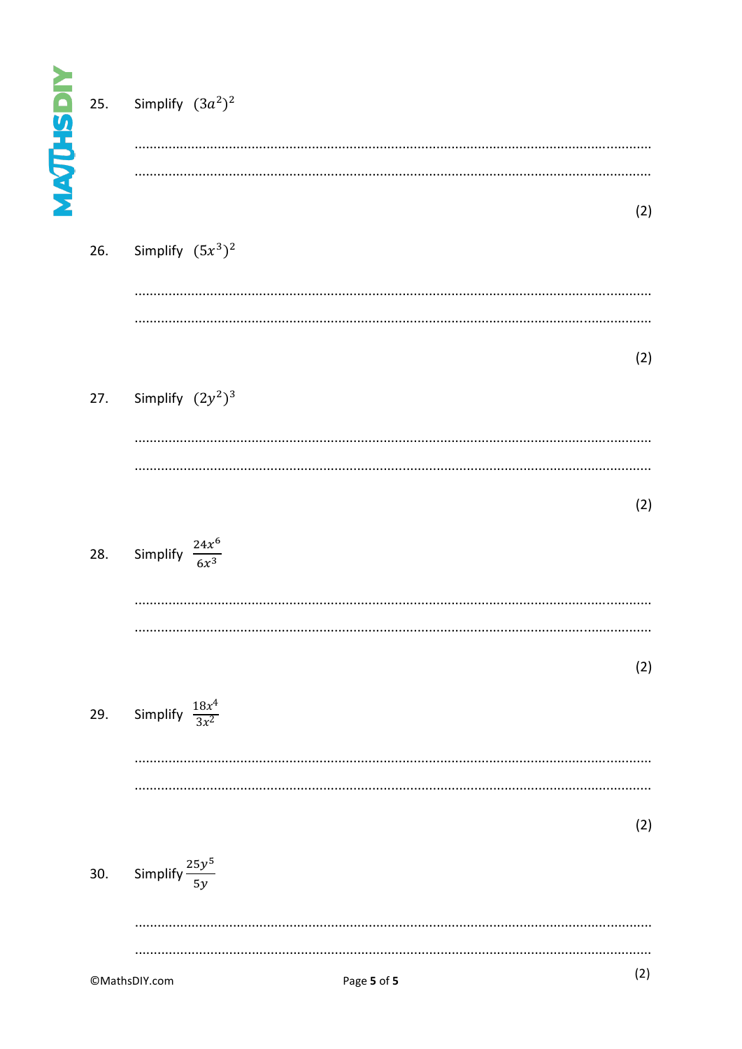25. Simplify $(3a^2)^2$

..............................................................................................................................................

..............................................................................................................................................

(2)

26. Simplify $(5x^3)^2$

..............................................................................................................................................

..............................................................................................................................................

(2)

27. Simplify $(2y^2)^3$

..............................................................................................................................................

..............................................................................................................................................

(2)

28. Simplify $\frac{24x^6}{6x^3}$

..............................................................................................................................................

..............................................................................................................................................

(2)

29. Simplify $\frac{18x^4}{3x^2}$

..............................................................................................................................................

..............................................................................................................................................

(2)

30. Simplify $\frac{25y^5}{5y}$

..............................................................................................................................................

..............................................................................................................................................

(2)